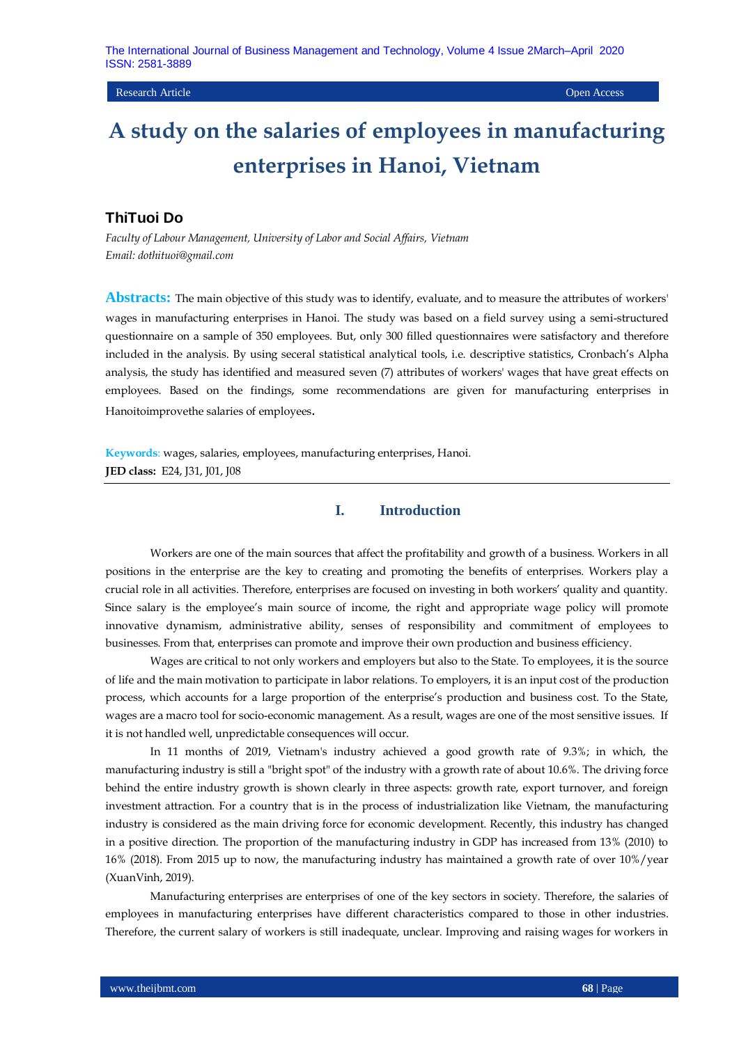Research Article | Open Access

# A study on the salaries of employees in manufacturing enterprises in Hanoi, Vietnam

## ThiTuoi Do

*Faculty of Labour Management, University of Labor and Social Affairs, Vietnam*
*Email: dothituoi@gmail.com*

**Abstracts:** The main objective of this study was to identify, evaluate, and to measure the attributes of workers' wages in manufacturing enterprises in Hanoi. The study was based on a field survey using a semi-structured questionnaire on a sample of 350 employees. But, only 300 filled questionnaires were satisfactory and therefore included in the analysis. By using seceral statistical analytical tools, i.e. descriptive statistics, Cronbach's Alpha analysis, the study has identified and measured seven (7) attributes of workers' wages that have great effects on employees. Based on the findings, some recommendations are given for manufacturing enterprises in Hanoitoimprovethe salaries of employees.

**Keywords**: wages, salaries, employees, manufacturing enterprises, Hanoi.
**JED class:** E24, J31, J01, J08

## I. Introduction

Workers are one of the main sources that affect the profitability and growth of a business. Workers in all positions in the enterprise are the key to creating and promoting the benefits of enterprises. Workers play a crucial role in all activities. Therefore, enterprises are focused on investing in both workers' quality and quantity. Since salary is the employee's main source of income, the right and appropriate wage policy will promote innovative dynamism, administrative ability, senses of responsibility and commitment of employees to businesses. From that, enterprises can promote and improve their own production and business efficiency.

Wages are critical to not only workers and employers but also to the State. To employees, it is the source of life and the main motivation to participate in labor relations. To employers, it is an input cost of the production process, which accounts for a large proportion of the enterprise's production and business cost. To the State, wages are a macro tool for socio-economic management. As a result, wages are one of the most sensitive issues. If it is not handled well, unpredictable consequences will occur.

In 11 months of 2019, Vietnam's industry achieved a good growth rate of 9.3%; in which, the manufacturing industry is still a "bright spot" of the industry with a growth rate of about 10.6%. The driving force behind the entire industry growth is shown clearly in three aspects: growth rate, export turnover, and foreign investment attraction. For a country that is in the process of industrialization like Vietnam, the manufacturing industry is considered as the main driving force for economic development. Recently, this industry has changed in a positive direction. The proportion of the manufacturing industry in GDP has increased from 13% (2010) to 16% (2018). From 2015 up to now, the manufacturing industry has maintained a growth rate of over 10%/year (XuanVinh, 2019).

Manufacturing enterprises are enterprises of one of the key sectors in society. Therefore, the salaries of employees in manufacturing enterprises have different characteristics compared to those in other industries. Therefore, the current salary of workers is still inadequate, unclear. Improving and raising wages for workers in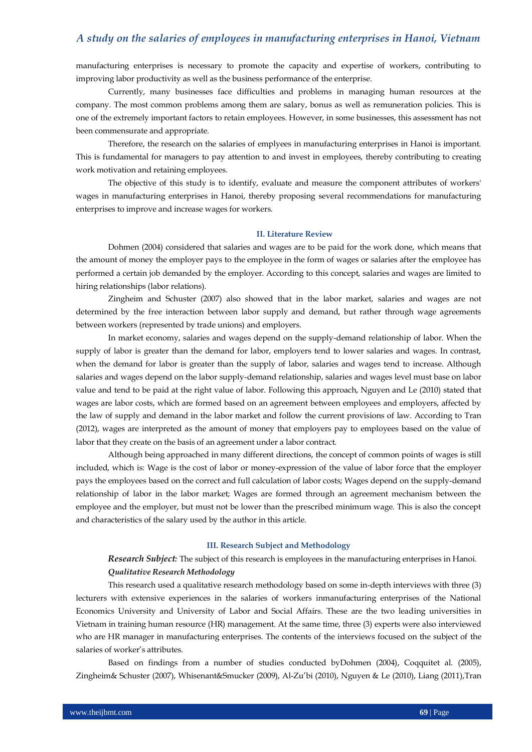manufacturing enterprises is necessary to promote the capacity and expertise of workers, contributing to improving labor productivity as well as the business performance of the enterprise.

Currently, many businesses face difficulties and problems in managing human resources at the company. The most common problems among them are salary, bonus as well as remuneration policies. This is one of the extremely important factors to retain employees. However, in some businesses, this assessment has not been commensurate and appropriate.

Therefore, the research on the salaries of emplyees in manufacturing enterprises in Hanoi is important. This is fundamental for managers to pay attention to and invest in employees, thereby contributing to creating work motivation and retaining employees.

The objective of this study is to identify, evaluate and measure the component attributes of workers' wages in manufacturing enterprises in Hanoi, thereby proposing several recommendations for manufacturing enterprises to improve and increase wages for workers.

## II. Literature Review

Dohmen (2004) considered that salaries and wages are to be paid for the work done, which means that the amount of money the employer pays to the employee in the form of wages or salaries after the employee has performed a certain job demanded by the employer. According to this concept, salaries and wages are limited to hiring relationships (labor relations).

Zingheim and Schuster (2007) also showed that in the labor market, salaries and wages are not determined by the free interaction between labor supply and demand, but rather through wage agreements between workers (represented by trade unions) and employers.

In market economy, salaries and wages depend on the supply-demand relationship of labor. When the supply of labor is greater than the demand for labor, employers tend to lower salaries and wages. In contrast, when the demand for labor is greater than the supply of labor, salaries and wages tend to increase. Although salaries and wages depend on the labor supply-demand relationship, salaries and wages level must base on labor value and tend to be paid at the right value of labor. Following this approach, Nguyen and Le (2010) stated that wages are labor costs, which are formed based on an agreement between employees and employers, affected by the law of supply and demand in the labor market and follow the current provisions of law. According to Tran (2012), wages are interpreted as the amount of money that employers pay to employees based on the value of labor that they create on the basis of an agreement under a labor contract.

Although being approached in many different directions, the concept of common points of wages is still included, which is: Wage is the cost of labor or money-expression of the value of labor force that the employer pays the employees based on the correct and full calculation of labor costs; Wages depend on the supply-demand relationship of labor in the labor market; Wages are formed through an agreement mechanism between the employee and the employer, but must not be lower than the prescribed minimum wage. This is also the concept and characteristics of the salary used by the author in this article.

## III. Research Subject and Methodology

***Research Subject:*** The subject of this research is employees in the manufacturing enterprises in Hanoi.

***Qualitative Research Methodology***

This research used a qualitative research methodology based on some in-depth interviews with three (3) lecturers with extensive experiences in the salaries of workers inmanufacturing enterprises of the National Economics University and University of Labor and Social Affairs. These are the two leading universities in Vietnam in training human resource (HR) management. At the same time, three (3) experts were also interviewed who are HR manager in manufacturing enterprises. The contents of the interviews focused on the subject of the salaries of worker's attributes.

Based on findings from a number of studies conducted byDohmen (2004), Coqquitet al. (2005), Zingheim& Schuster (2007), Whisenant&Smucker (2009), Al-Zu'bi (2010), Nguyen & Le (2010), Liang (2011),Tran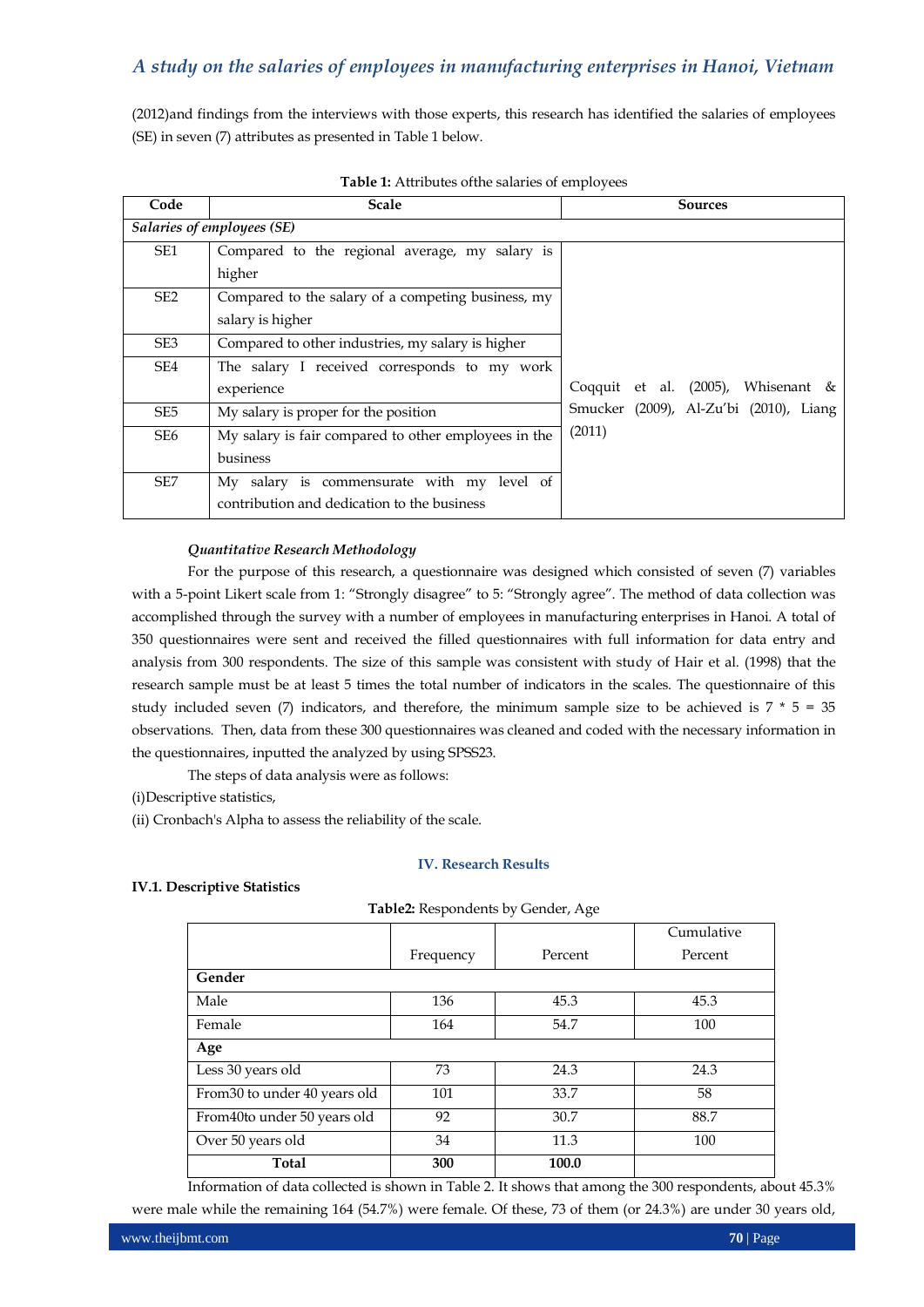(2012)and findings from the interviews with those experts, this research has identified the salaries of employees (SE) in seven (7) attributes as presented in Table 1 below.

**Table 1:** Attributes ofthe salaries of employees

| Code | Scale | Sources |
|---|---|---|
| *Salaries of employees (SE)* | | |
| SE1 | Compared to the regional average, my salary is higher | Coqquit et al. (2005), Whisenant & Smucker (2009), Al-Zu'bi (2010), Liang (2011) |
| SE2 | Compared to the salary of a competing business, my salary is higher | |
| SE3 | Compared to other industries, my salary is higher | |
| SE4 | The salary I received corresponds to my work experience | |
| SE5 | My salary is proper for the position | |
| SE6 | My salary is fair compared to other employees in the business | |
| SE7 | My salary is commensurate with my level of contribution and dedication to the business | |

***Quantitative Research Methodology***

For the purpose of this research, a questionnaire was designed which consisted of seven (7) variables with a 5-point Likert scale from 1: "Strongly disagree" to 5: "Strongly agree". The method of data collection was accomplished through the survey with a number of employees in manufacturing enterprises in Hanoi. A total of 350 questionnaires were sent and received the filled questionnaires with full information for data entry and analysis from 300 respondents. The size of this sample was consistent with study of Hair et al. (1998) that the research sample must be at least 5 times the total number of indicators in the scales. The questionnaire of this study included seven (7) indicators, and therefore, the minimum sample size to be achieved is 7 * 5 = 35 observations. Then, data from these 300 questionnaires was cleaned and coded with the necessary information in the questionnaires, inputted the analyzed by using SPSS23.

The steps of data analysis were as follows:

(i)Descriptive statistics,

(ii) Cronbach's Alpha to assess the reliability of the scale.

## IV. Research Results

### IV.1. Descriptive Statistics

**Table2:** Respondents by Gender, Age

| | Frequency | Percent | Cumulative Percent |
|---|---|---|---|
| **Gender** | | | |
| Male | 136 | 45.3 | 45.3 |
| Female | 164 | 54.7 | 100 |
| **Age** | | | |
| Less 30 years old | 73 | 24.3 | 24.3 |
| From30 to under 40 years old | 101 | 33.7 | 58 |
| From40to under 50 years old | 92 | 30.7 | 88.7 |
| Over 50 years old | 34 | 11.3 | 100 |
| **Total** | **300** | **100.0** | |

Information of data collected is shown in Table 2. It shows that among the 300 respondents, about 45.3% were male while the remaining 164 (54.7%) were female. Of these, 73 of them (or 24.3%) are under 30 years old,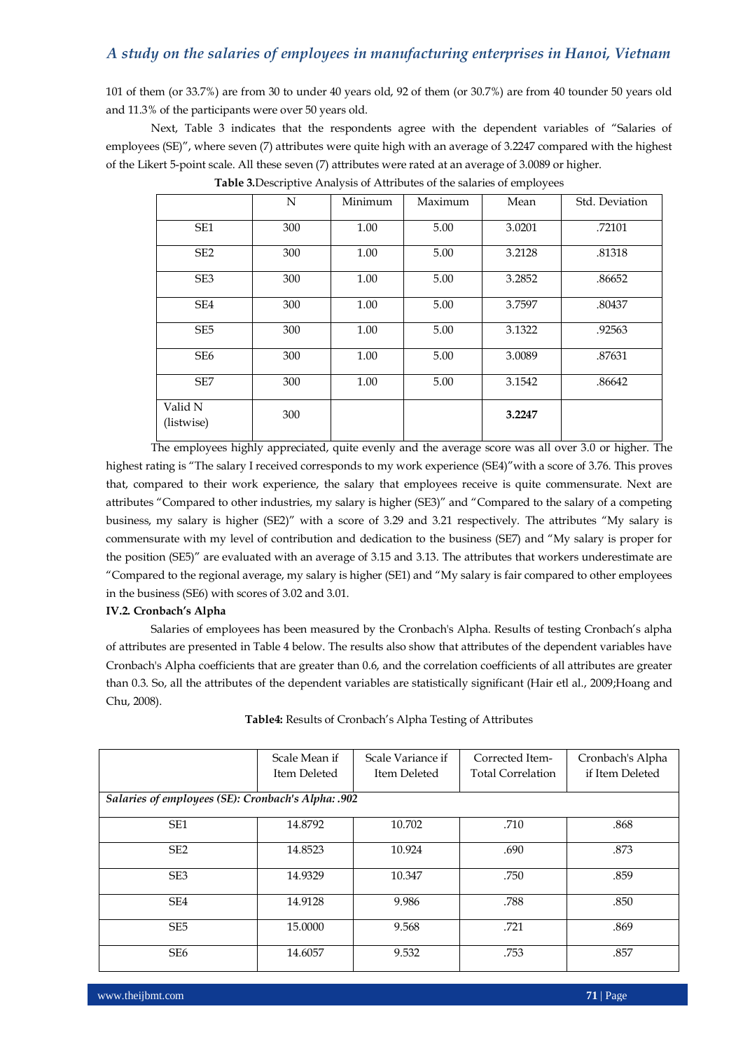101 of them (or 33.7%) are from 30 to under 40 years old, 92 of them (or 30.7%) are from 40 tounder 50 years old and 11.3% of the participants were over 50 years old.

Next, Table 3 indicates that the respondents agree with the dependent variables of "Salaries of employees (SE)", where seven (7) attributes were quite high with an average of 3.2247 compared with the highest of the Likert 5-point scale. All these seven (7) attributes were rated at an average of 3.0089 or higher.

**Table 3.**Descriptive Analysis of Attributes of the salaries of employees

| | N | Minimum | Maximum | Mean | Std. Deviation |
|---|---|---|---|---|---|
| SE1 | 300 | 1.00 | 5.00 | 3.0201 | .72101 |
| SE2 | 300 | 1.00 | 5.00 | 3.2128 | .81318 |
| SE3 | 300 | 1.00 | 5.00 | 3.2852 | .86652 |
| SE4 | 300 | 1.00 | 5.00 | 3.7597 | .80437 |
| SE5 | 300 | 1.00 | 5.00 | 3.1322 | .92563 |
| SE6 | 300 | 1.00 | 5.00 | 3.0089 | .87631 |
| SE7 | 300 | 1.00 | 5.00 | 3.1542 | .86642 |
| Valid N (listwise) | 300 | | | **3.2247** | |

The employees highly appreciated, quite evenly and the average score was all over 3.0 or higher. The highest rating is "The salary I received corresponds to my work experience (SE4)"with a score of 3.76. This proves that, compared to their work experience, the salary that employees receive is quite commensurate. Next are attributes "Compared to other industries, my salary is higher (SE3)" and "Compared to the salary of a competing business, my salary is higher (SE2)" with a score of 3.29 and 3.21 respectively. The attributes "My salary is commensurate with my level of contribution and dedication to the business (SE7) and "My salary is proper for the position (SE5)" are evaluated with an average of 3.15 and 3.13. The attributes that workers underestimate are "Compared to the regional average, my salary is higher (SE1) and "My salary is fair compared to other employees in the business (SE6) with scores of 3.02 and 3.01.

**IV.2. Cronbach's Alpha**

Salaries of employees has been measured by the Cronbach's Alpha. Results of testing Cronbach's alpha of attributes are presented in Table 4 below. The results also show that attributes of the dependent variables have Cronbach's Alpha coefficients that are greater than 0.6, and the correlation coefficients of all attributes are greater than 0.3. So, all the attributes of the dependent variables are statistically significant (Hair etl al., 2009;Hoang and Chu, 2008).

**Table4:** Results of Cronbach's Alpha Testing of Attributes

| | Scale Mean if Item Deleted | Scale Variance if Item Deleted | Corrected Item-Total Correlation | Cronbach's Alpha if Item Deleted |
|---|---|---|---|---|
| ***Salaries of employees (SE): Cronbach's Alpha: .902*** | | | | |
| SE1 | 14.8792 | 10.702 | .710 | .868 |
| SE2 | 14.8523 | 10.924 | .690 | .873 |
| SE3 | 14.9329 | 10.347 | .750 | .859 |
| SE4 | 14.9128 | 9.986 | .788 | .850 |
| SE5 | 15.0000 | 9.568 | .721 | .869 |
| SE6 | 14.6057 | 9.532 | .753 | .857 |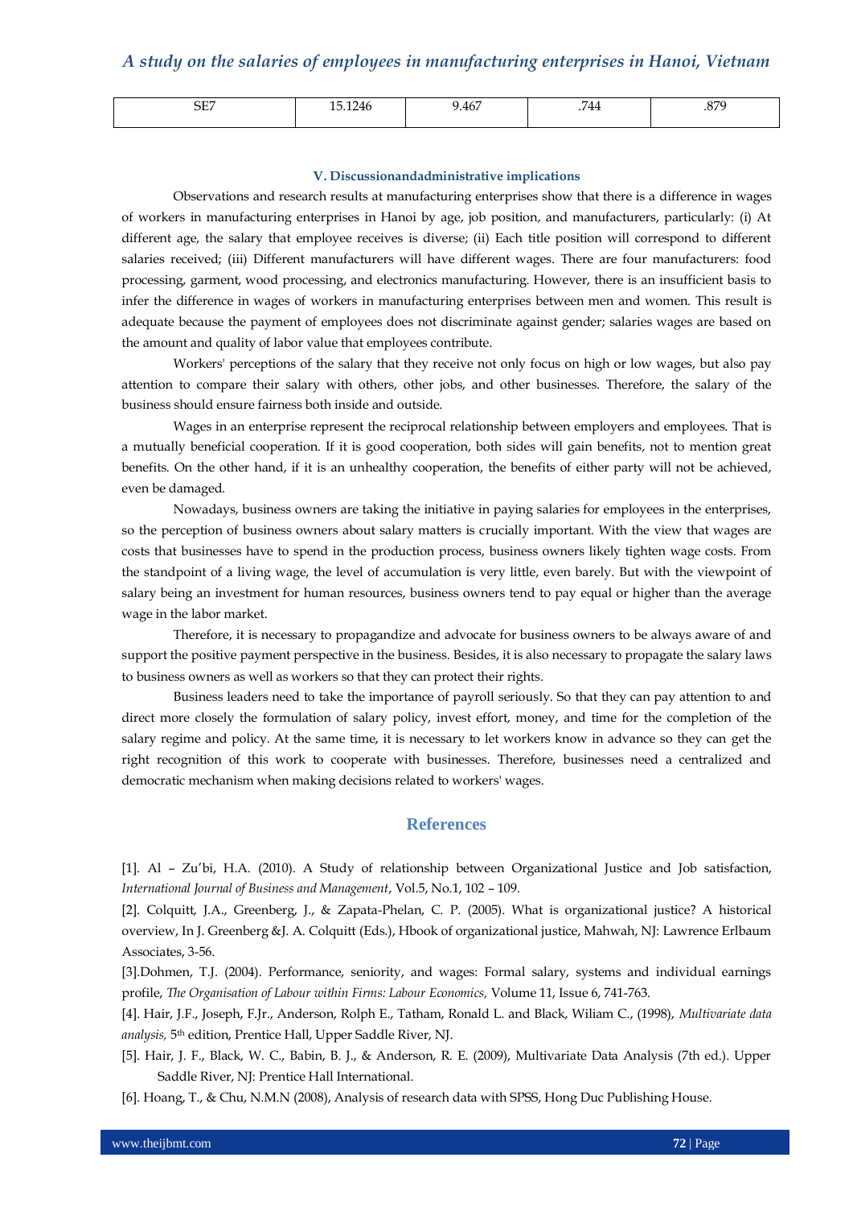| SE7 | 15.1246 | 9.467 | .744 | .879 |
|---|---|---|---|---|

### V. Discussionandadministrative implications

Observations and research results at manufacturing enterprises show that there is a difference in wages of workers in manufacturing enterprises in Hanoi by age, job position, and manufacturers, particularly: (i) At different age, the salary that employee receives is diverse; (ii) Each title position will correspond to different salaries received; (iii) Different manufacturers will have different wages. There are four manufacturers: food processing, garment, wood processing, and electronics manufacturing. However, there is an insufficient basis to infer the difference in wages of workers in manufacturing enterprises between men and women. This result is adequate because the payment of employees does not discriminate against gender; salaries wages are based on the amount and quality of labor value that employees contribute.

Workers' perceptions of the salary that they receive not only focus on high or low wages, but also pay attention to compare their salary with others, other jobs, and other businesses. Therefore, the salary of the business should ensure fairness both inside and outside.

Wages in an enterprise represent the reciprocal relationship between employers and employees. That is a mutually beneficial cooperation. If it is good cooperation, both sides will gain benefits, not to mention great benefits. On the other hand, if it is an unhealthy cooperation, the benefits of either party will not be achieved, even be damaged.

Nowadays, business owners are taking the initiative in paying salaries for employees in the enterprises, so the perception of business owners about salary matters is crucially important. With the view that wages are costs that businesses have to spend in the production process, business owners likely tighten wage costs. From the standpoint of a living wage, the level of accumulation is very little, even barely. But with the viewpoint of salary being an investment for human resources, business owners tend to pay equal or higher than the average wage in the labor market.

Therefore, it is necessary to propagandize and advocate for business owners to be always aware of and support the positive payment perspective in the business. Besides, it is also necessary to propagate the salary laws to business owners as well as workers so that they can protect their rights.

Business leaders need to take the importance of payroll seriously. So that they can pay attention to and direct more closely the formulation of salary policy, invest effort, money, and time for the completion of the salary regime and policy. At the same time, it is necessary to let workers know in advance so they can get the right recognition of this work to cooperate with businesses. Therefore, businesses need a centralized and democratic mechanism when making decisions related to workers' wages.

## References

[1]. Al – Zu'bi, H.A. (2010). A Study of relationship between Organizational Justice and Job satisfaction, *International Journal of Business and Management*, Vol.5, No.1, 102 – 109.

[2]. Colquitt, J.A., Greenberg, J., & Zapata-Phelan, C. P. (2005). What is organizational justice? A historical overview, In J. Greenberg &J. A. Colquitt (Eds.), Hbook of organizational justice, Mahwah, NJ: Lawrence Erlbaum Associates, 3-56.

[3].Dohmen, T.J. (2004). Performance, seniority, and wages: Formal salary, systems and individual earnings profile, *The Organisation of Labour within Firms: Labour Economics,* Volume 11, Issue 6, 741-763.

[4]. Hair, J.F., Joseph, F.Jr., Anderson, Rolph E., Tatham, Ronald L. and Black, Wiliam C., (1998), *Multivariate data analysis,* 5th edition, Prentice Hall, Upper Saddle River, NJ.

[5]. Hair, J. F., Black, W. C., Babin, B. J., & Anderson, R. E. (2009), Multivariate Data Analysis (7th ed.). Upper Saddle River, NJ: Prentice Hall International.

[6]. Hoang, T., & Chu, N.M.N (2008), Analysis of research data with SPSS, Hong Duc Publishing House.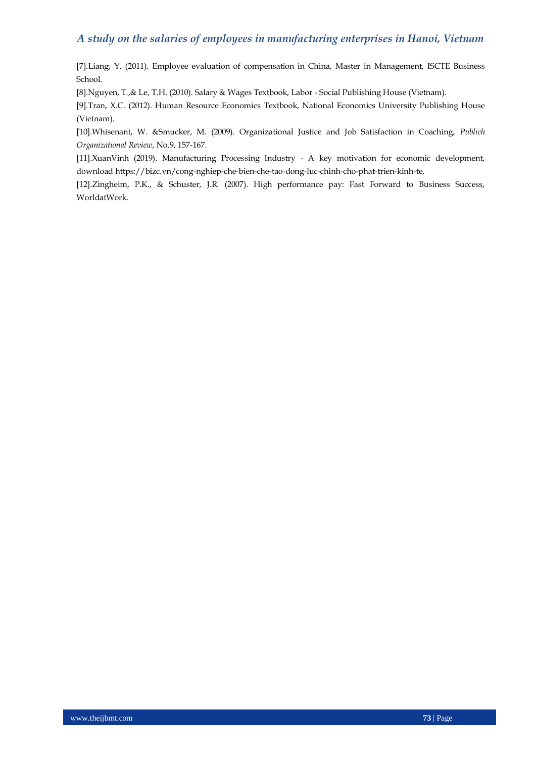[7].Liang, Y. (2011). Employee evaluation of compensation in China, Master in Management, ISCTE Business School.

[8].Nguyen, T.,& Le, T.H. (2010). Salary & Wages Textbook, Labor - Social Publishing House (Vietnam).

[9].Tran, X.C. (2012). Human Resource Economics Textbook, National Economics University Publishing House (Vietnam).

[10].Whisenant, W. &Smucker, M. (2009). Organizational Justice and Job Satisfaction in Coaching, *Publich Organizational Review*, No.9, 157-167.

[11].XuanVinh (2019). Manufacturing Processing Industry - A key motivation for economic development, download https://bizc.vn/cong-nghiep-che-bien-che-tao-dong-luc-chinh-cho-phat-trien-kinh-te.

[12].Zingheim, P.K., & Schuster, J.R. (2007). High performance pay: Fast Forward to Business Success, WorldatWork.